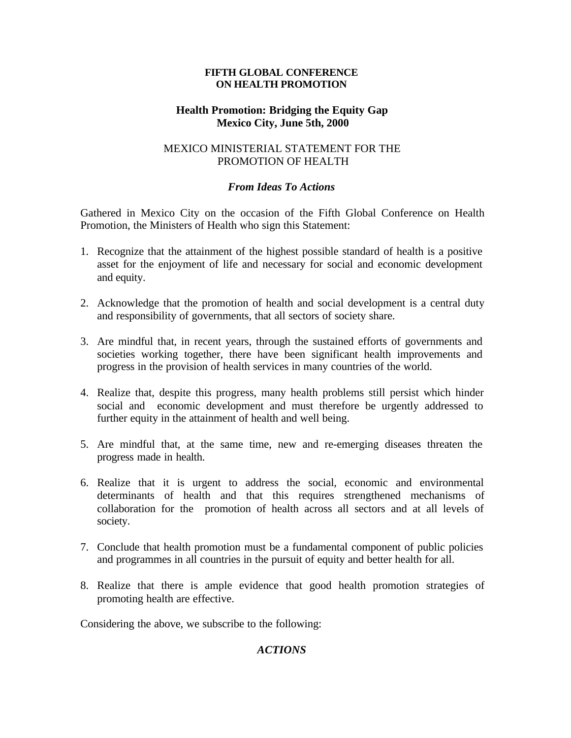**FIFTH GLOBAL CONFERENCE**
**ON HEALTH PROMOTION**

**Health Promotion: Bridging the Equity Gap**
**Mexico City, June 5th, 2000**

MEXICO MINISTERIAL STATEMENT FOR THE PROMOTION OF HEALTH

***From Ideas To Actions***

Gathered in Mexico City on the occasion of the Fifth Global Conference on Health Promotion, the Ministers of Health who sign this Statement:

1. Recognize that the attainment of the highest possible standard of health is a positive asset for the enjoyment of life and necessary for social and economic development and equity.

2. Acknowledge that the promotion of health and social development is a central duty and responsibility of governments, that all sectors of society share.

3. Are mindful that, in recent years, through the sustained efforts of governments and societies working together, there have been significant health improvements and progress in the provision of health services in many countries of the world.

4. Realize that, despite this progress, many health problems still persist which hinder social and economic development and must therefore be urgently addressed to further equity in the attainment of health and well being.

5. Are mindful that, at the same time, new and re-emerging diseases threaten the progress made in health.

6. Realize that it is urgent to address the social, economic and environmental determinants of health and that this requires strengthened mechanisms of collaboration for the promotion of health across all sectors and at all levels of society.

7. Conclude that health promotion must be a fundamental component of public policies and programmes in all countries in the pursuit of equity and better health for all.

8. Realize that there is ample evidence that good health promotion strategies of promoting health are effective.

Considering the above, we subscribe to the following:

***ACTIONS***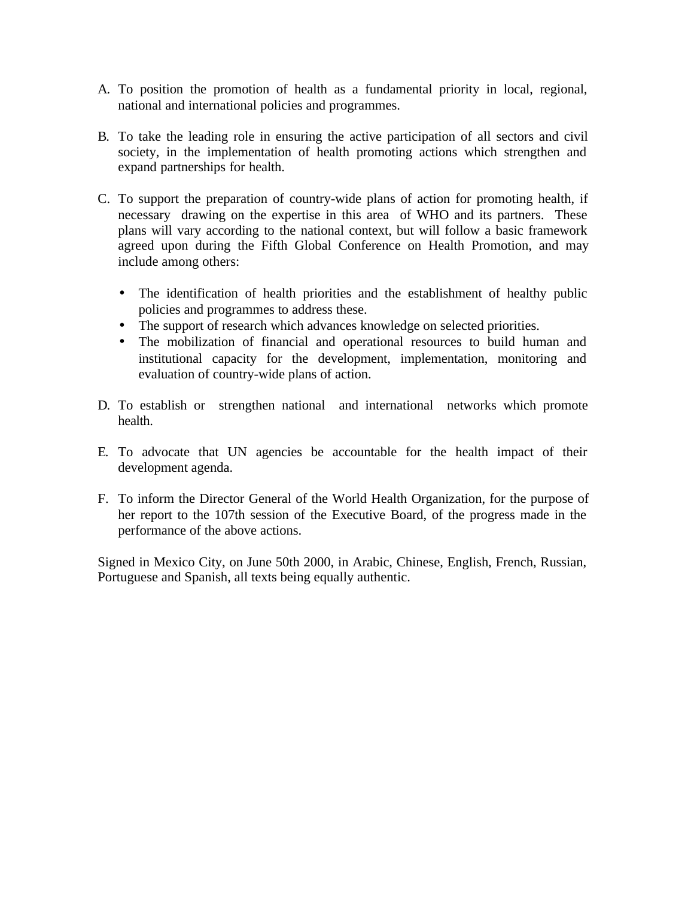A. To position the promotion of health as a fundamental priority in local, regional, national and international policies and programmes.

B. To take the leading role in ensuring the active participation of all sectors and civil society, in the implementation of health promoting actions which strengthen and expand partnerships for health.

C. To support the preparation of country-wide plans of action for promoting health, if necessary drawing on the expertise in this area of WHO and its partners. These plans will vary according to the national context, but will follow a basic framework agreed upon during the Fifth Global Conference on Health Promotion, and may include among others:

   - The identification of health priorities and the establishment of healthy public policies and programmes to address these.
   - The support of research which advances knowledge on selected priorities.
   - The mobilization of financial and operational resources to build human and institutional capacity for the development, implementation, monitoring and evaluation of country-wide plans of action.

D. To establish or strengthen national and international networks which promote health.

E. To advocate that UN agencies be accountable for the health impact of their development agenda.

F. To inform the Director General of the World Health Organization, for the purpose of her report to the 107th session of the Executive Board, of the progress made in the performance of the above actions.

Signed in Mexico City, on June 50th 2000, in Arabic, Chinese, English, French, Russian, Portuguese and Spanish, all texts being equally authentic.